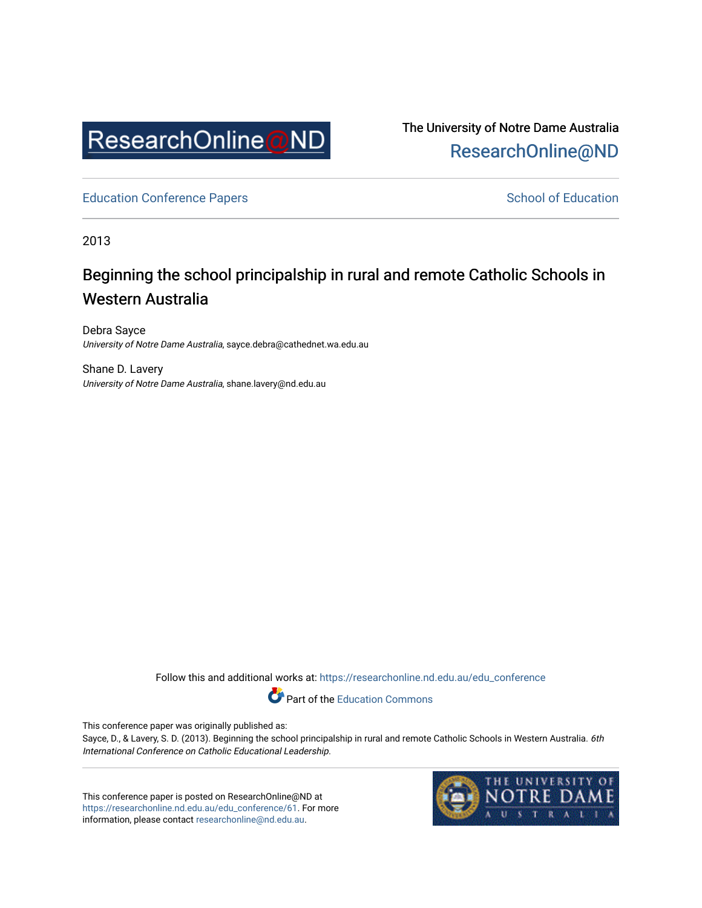ResearchOnline@ND

The University of Notre Dame Australia
ResearchOnline@ND

Education Conference Papers

School of Education

2013

# Beginning the school principalship in rural and remote Catholic Schools in Western Australia

Debra Sayce
*University of Notre Dame Australia*, sayce.debra@cathednet.wa.edu.au

Shane D. Lavery
*University of Notre Dame Australia*, shane.lavery@nd.edu.au

Follow this and additional works at: https://researchonline.nd.edu.au/edu_conference

Part of the Education Commons

This conference paper was originally published as:
Sayce, D., & Lavery, S. D. (2013). Beginning the school principalship in rural and remote Catholic Schools in Western Australia. *6th International Conference on Catholic Educational Leadership*.

This conference paper is posted on ResearchOnline@ND at https://researchonline.nd.edu.au/edu_conference/61. For more information, please contact researchonline@nd.edu.au.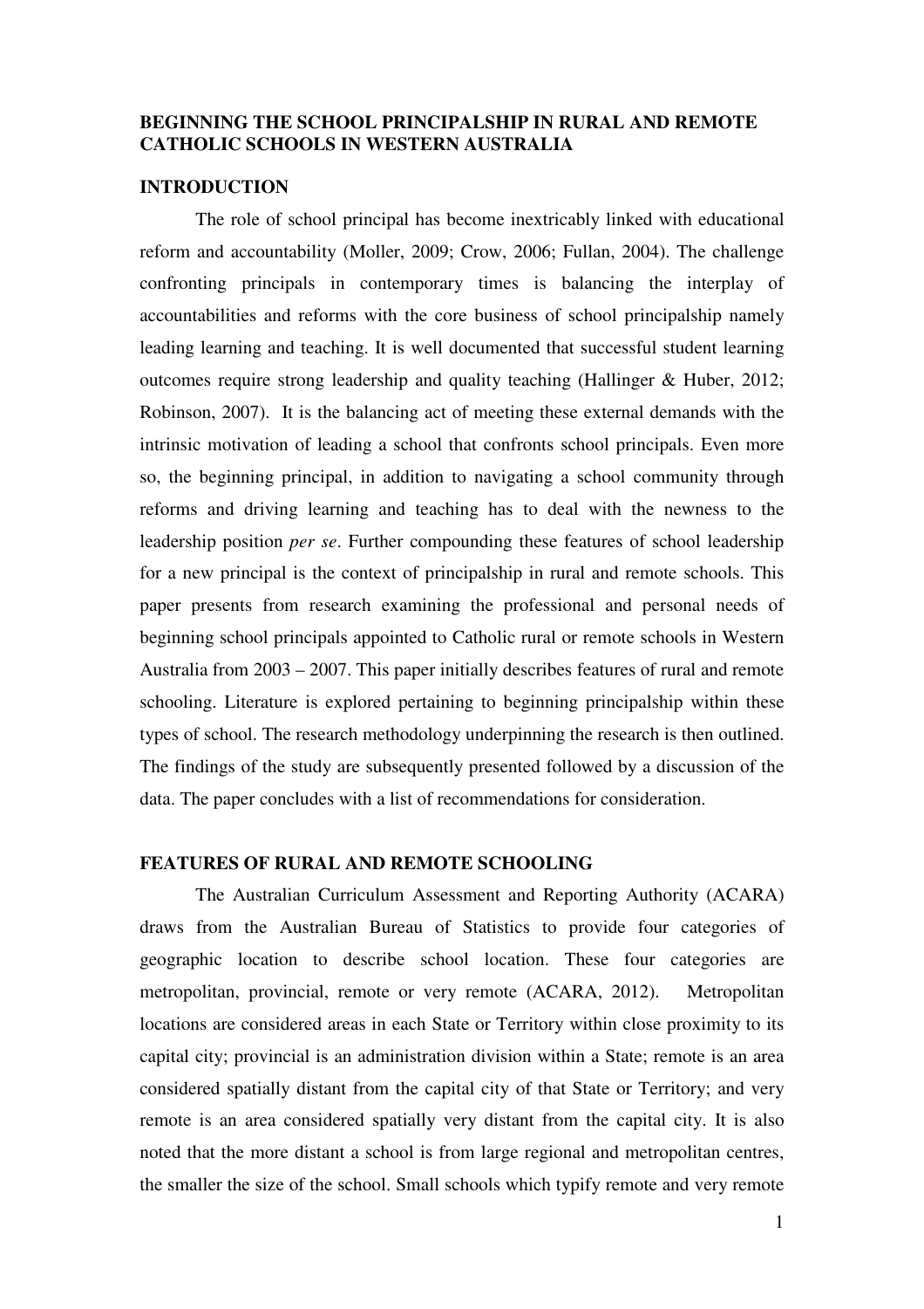# BEGINNING THE SCHOOL PRINCIPALSHIP IN RURAL AND REMOTE CATHOLIC SCHOOLS IN WESTERN AUSTRALIA

## INTRODUCTION

The role of school principal has become inextricably linked with educational reform and accountability (Moller, 2009; Crow, 2006; Fullan, 2004). The challenge confronting principals in contemporary times is balancing the interplay of accountabilities and reforms with the core business of school principalship namely leading learning and teaching. It is well documented that successful student learning outcomes require strong leadership and quality teaching (Hallinger & Huber, 2012; Robinson, 2007). It is the balancing act of meeting these external demands with the intrinsic motivation of leading a school that confronts school principals. Even more so, the beginning principal, in addition to navigating a school community through reforms and driving learning and teaching has to deal with the newness to the leadership position *per se*. Further compounding these features of school leadership for a new principal is the context of principalship in rural and remote schools. This paper presents from research examining the professional and personal needs of beginning school principals appointed to Catholic rural or remote schools in Western Australia from 2003 – 2007. This paper initially describes features of rural and remote schooling. Literature is explored pertaining to beginning principalship within these types of school. The research methodology underpinning the research is then outlined. The findings of the study are subsequently presented followed by a discussion of the data. The paper concludes with a list of recommendations for consideration.

## FEATURES OF RURAL AND REMOTE SCHOOLING

The Australian Curriculum Assessment and Reporting Authority (ACARA) draws from the Australian Bureau of Statistics to provide four categories of geographic location to describe school location. These four categories are metropolitan, provincial, remote or very remote (ACARA, 2012). Metropolitan locations are considered areas in each State or Territory within close proximity to its capital city; provincial is an administration division within a State; remote is an area considered spatially distant from the capital city of that State or Territory; and very remote is an area considered spatially very distant from the capital city. It is also noted that the more distant a school is from large regional and metropolitan centres, the smaller the size of the school. Small schools which typify remote and very remote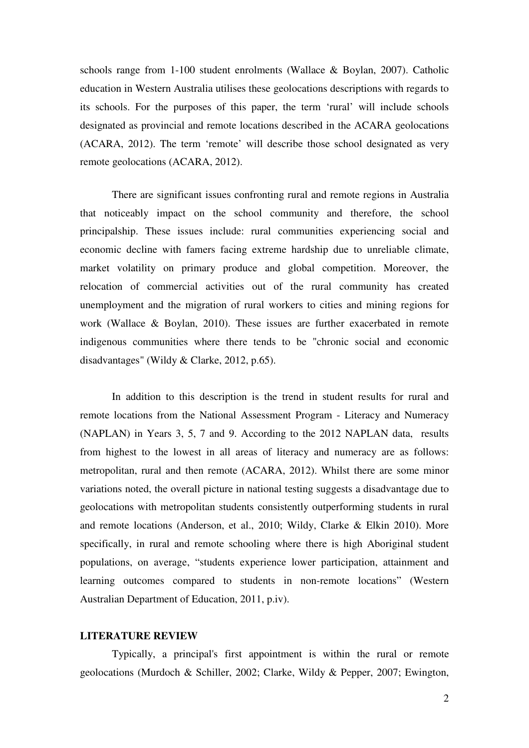schools range from 1-100 student enrolments (Wallace & Boylan, 2007). Catholic education in Western Australia utilises these geolocations descriptions with regards to its schools. For the purposes of this paper, the term 'rural' will include schools designated as provincial and remote locations described in the ACARA geolocations (ACARA, 2012). The term 'remote' will describe those school designated as very remote geolocations (ACARA, 2012).

There are significant issues confronting rural and remote regions in Australia that noticeably impact on the school community and therefore, the school principalship. These issues include: rural communities experiencing social and economic decline with famers facing extreme hardship due to unreliable climate, market volatility on primary produce and global competition. Moreover, the relocation of commercial activities out of the rural community has created unemployment and the migration of rural workers to cities and mining regions for work (Wallace & Boylan, 2010). These issues are further exacerbated in remote indigenous communities where there tends to be "chronic social and economic disadvantages" (Wildy & Clarke, 2012, p.65).

In addition to this description is the trend in student results for rural and remote locations from the National Assessment Program - Literacy and Numeracy (NAPLAN) in Years 3, 5, 7 and 9. According to the 2012 NAPLAN data, results from highest to the lowest in all areas of literacy and numeracy are as follows: metropolitan, rural and then remote (ACARA, 2012). Whilst there are some minor variations noted, the overall picture in national testing suggests a disadvantage due to geolocations with metropolitan students consistently outperforming students in rural and remote locations (Anderson, et al., 2010; Wildy, Clarke & Elkin 2010). More specifically, in rural and remote schooling where there is high Aboriginal student populations, on average, "students experience lower participation, attainment and learning outcomes compared to students in non-remote locations" (Western Australian Department of Education, 2011, p.iv).

## LITERATURE REVIEW

Typically, a principal's first appointment is within the rural or remote geolocations (Murdoch & Schiller, 2002; Clarke, Wildy & Pepper, 2007; Ewington,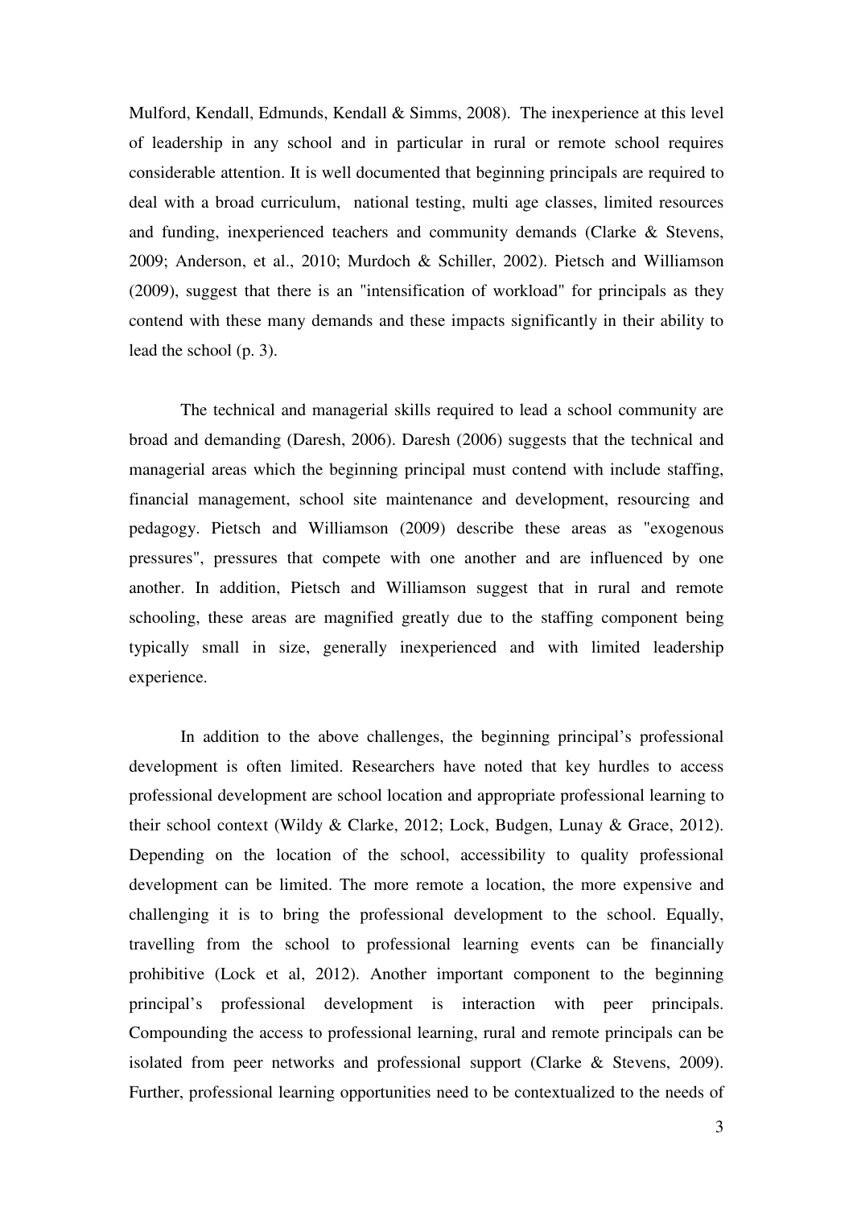Mulford, Kendall, Edmunds, Kendall & Simms, 2008). The inexperience at this level of leadership in any school and in particular in rural or remote school requires considerable attention. It is well documented that beginning principals are required to deal with a broad curriculum, national testing, multi age classes, limited resources and funding, inexperienced teachers and community demands (Clarke & Stevens, 2009; Anderson, et al., 2010; Murdoch & Schiller, 2002). Pietsch and Williamson (2009), suggest that there is an "intensification of workload" for principals as they contend with these many demands and these impacts significantly in their ability to lead the school (p. 3).

The technical and managerial skills required to lead a school community are broad and demanding (Daresh, 2006). Daresh (2006) suggests that the technical and managerial areas which the beginning principal must contend with include staffing, financial management, school site maintenance and development, resourcing and pedagogy. Pietsch and Williamson (2009) describe these areas as "exogenous pressures", pressures that compete with one another and are influenced by one another. In addition, Pietsch and Williamson suggest that in rural and remote schooling, these areas are magnified greatly due to the staffing component being typically small in size, generally inexperienced and with limited leadership experience.

In addition to the above challenges, the beginning principal's professional development is often limited. Researchers have noted that key hurdles to access professional development are school location and appropriate professional learning to their school context (Wildy & Clarke, 2012; Lock, Budgen, Lunay & Grace, 2012). Depending on the location of the school, accessibility to quality professional development can be limited. The more remote a location, the more expensive and challenging it is to bring the professional development to the school. Equally, travelling from the school to professional learning events can be financially prohibitive (Lock et al, 2012). Another important component to the beginning principal's professional development is interaction with peer principals. Compounding the access to professional learning, rural and remote principals can be isolated from peer networks and professional support (Clarke & Stevens, 2009). Further, professional learning opportunities need to be contextualized to the needs of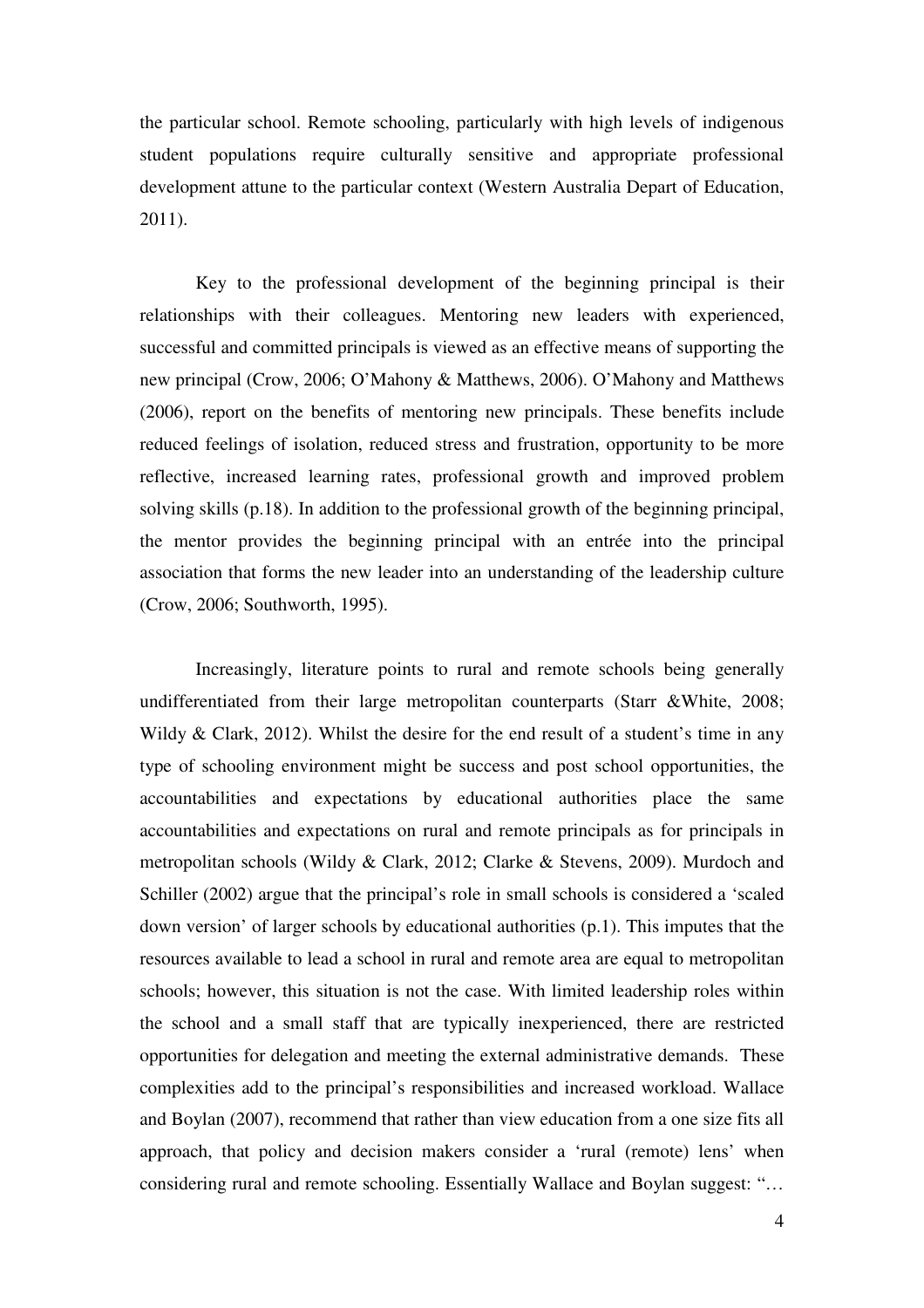the particular school. Remote schooling, particularly with high levels of indigenous student populations require culturally sensitive and appropriate professional development attune to the particular context (Western Australia Depart of Education, 2011).

Key to the professional development of the beginning principal is their relationships with their colleagues. Mentoring new leaders with experienced, successful and committed principals is viewed as an effective means of supporting the new principal (Crow, 2006; O'Mahony & Matthews, 2006). O'Mahony and Matthews (2006), report on the benefits of mentoring new principals. These benefits include reduced feelings of isolation, reduced stress and frustration, opportunity to be more reflective, increased learning rates, professional growth and improved problem solving skills (p.18). In addition to the professional growth of the beginning principal, the mentor provides the beginning principal with an entrée into the principal association that forms the new leader into an understanding of the leadership culture (Crow, 2006; Southworth, 1995).

Increasingly, literature points to rural and remote schools being generally undifferentiated from their large metropolitan counterparts (Starr &White, 2008; Wildy & Clark, 2012). Whilst the desire for the end result of a student's time in any type of schooling environment might be success and post school opportunities, the accountabilities and expectations by educational authorities place the same accountabilities and expectations on rural and remote principals as for principals in metropolitan schools (Wildy & Clark, 2012; Clarke & Stevens, 2009). Murdoch and Schiller (2002) argue that the principal's role in small schools is considered a 'scaled down version' of larger schools by educational authorities (p.1). This imputes that the resources available to lead a school in rural and remote area are equal to metropolitan schools; however, this situation is not the case. With limited leadership roles within the school and a small staff that are typically inexperienced, there are restricted opportunities for delegation and meeting the external administrative demands. These complexities add to the principal's responsibilities and increased workload. Wallace and Boylan (2007), recommend that rather than view education from a one size fits all approach, that policy and decision makers consider a 'rural (remote) lens' when considering rural and remote schooling. Essentially Wallace and Boylan suggest: "…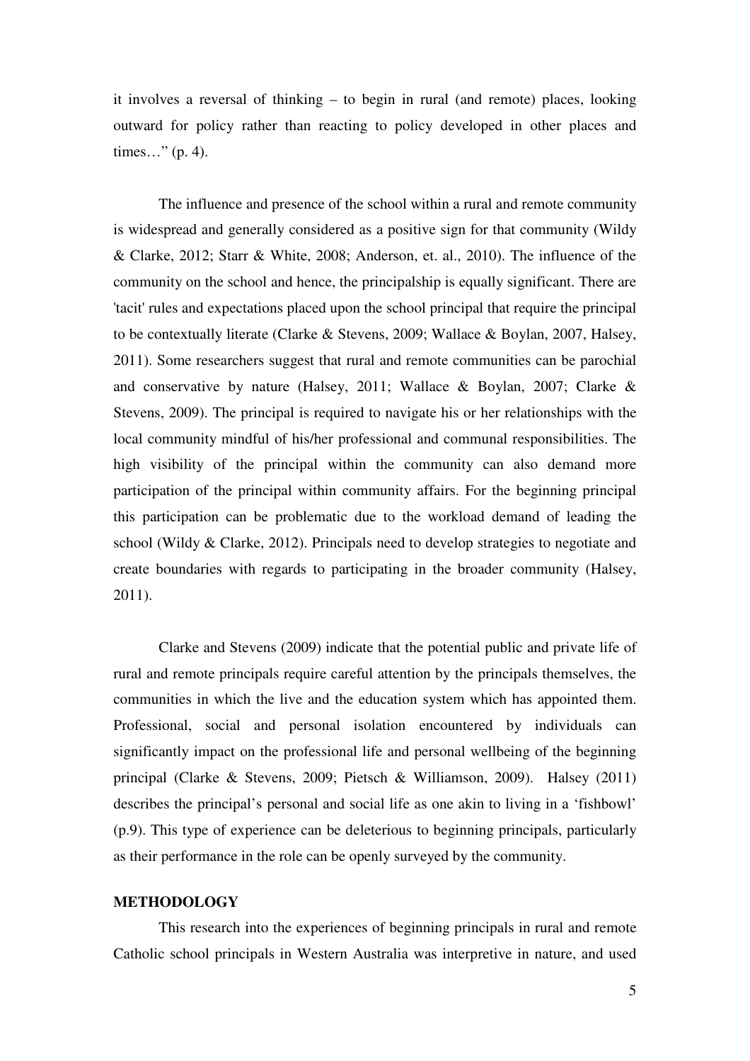it involves a reversal of thinking – to begin in rural (and remote) places, looking outward for policy rather than reacting to policy developed in other places and times…" (p. 4).

The influence and presence of the school within a rural and remote community is widespread and generally considered as a positive sign for that community (Wildy & Clarke, 2012; Starr & White, 2008; Anderson, et. al., 2010). The influence of the community on the school and hence, the principalship is equally significant. There are 'tacit' rules and expectations placed upon the school principal that require the principal to be contextually literate (Clarke & Stevens, 2009; Wallace & Boylan, 2007, Halsey, 2011). Some researchers suggest that rural and remote communities can be parochial and conservative by nature (Halsey, 2011; Wallace & Boylan, 2007; Clarke & Stevens, 2009). The principal is required to navigate his or her relationships with the local community mindful of his/her professional and communal responsibilities. The high visibility of the principal within the community can also demand more participation of the principal within community affairs. For the beginning principal this participation can be problematic due to the workload demand of leading the school (Wildy & Clarke, 2012). Principals need to develop strategies to negotiate and create boundaries with regards to participating in the broader community (Halsey, 2011).

Clarke and Stevens (2009) indicate that the potential public and private life of rural and remote principals require careful attention by the principals themselves, the communities in which the live and the education system which has appointed them. Professional, social and personal isolation encountered by individuals can significantly impact on the professional life and personal wellbeing of the beginning principal (Clarke & Stevens, 2009; Pietsch & Williamson, 2009). Halsey (2011) describes the principal's personal and social life as one akin to living in a 'fishbowl' (p.9). This type of experience can be deleterious to beginning principals, particularly as their performance in the role can be openly surveyed by the community.

## METHODOLOGY

This research into the experiences of beginning principals in rural and remote Catholic school principals in Western Australia was interpretive in nature, and used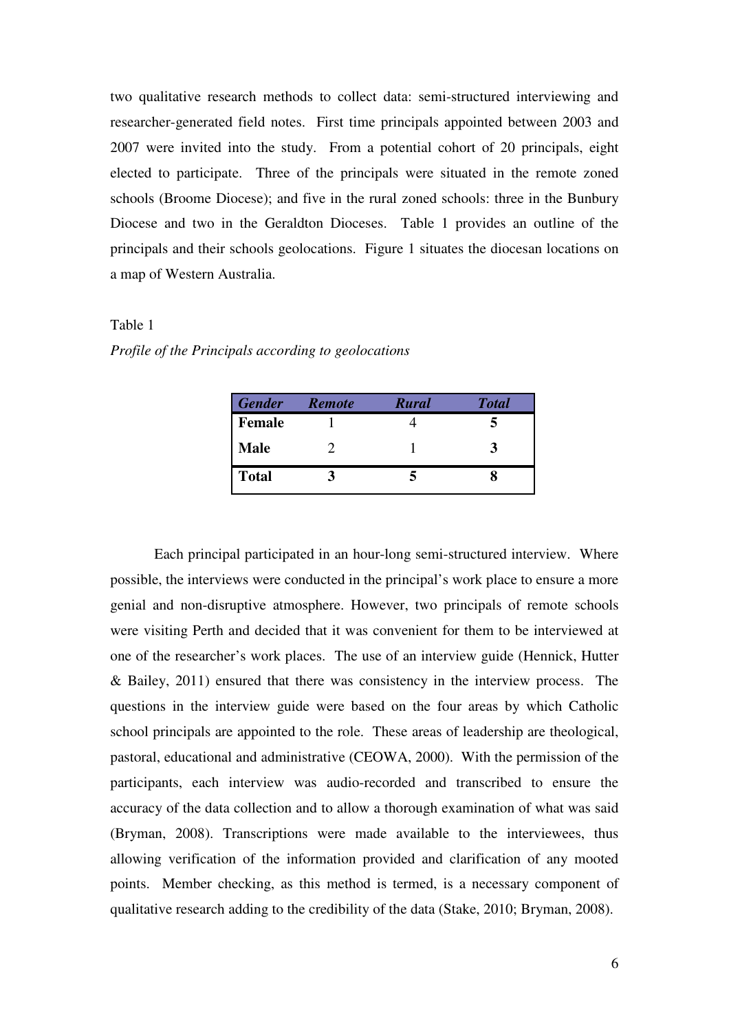two qualitative research methods to collect data: semi-structured interviewing and researcher-generated field notes. First time principals appointed between 2003 and 2007 were invited into the study. From a potential cohort of 20 principals, eight elected to participate. Three of the principals were situated in the remote zoned schools (Broome Diocese); and five in the rural zoned schools: three in the Bunbury Diocese and two in the Geraldton Dioceses. Table 1 provides an outline of the principals and their schools geolocations. Figure 1 situates the diocesan locations on a map of Western Australia.

Table 1

*Profile of the Principals according to geolocations*

| ***Gender*** | ***Remote*** | ***Rural*** | ***Total*** |
|---|---|---|---|
| **Female** | 1 | 4 | **5** |
| **Male** | 2 | 1 | **3** |
| **Total** | **3** | **5** | **8** |

Each principal participated in an hour-long semi-structured interview. Where possible, the interviews were conducted in the principal's work place to ensure a more genial and non-disruptive atmosphere. However, two principals of remote schools were visiting Perth and decided that it was convenient for them to be interviewed at one of the researcher's work places. The use of an interview guide (Hennick, Hutter & Bailey, 2011) ensured that there was consistency in the interview process. The questions in the interview guide were based on the four areas by which Catholic school principals are appointed to the role. These areas of leadership are theological, pastoral, educational and administrative (CEOWA, 2000). With the permission of the participants, each interview was audio-recorded and transcribed to ensure the accuracy of the data collection and to allow a thorough examination of what was said (Bryman, 2008). Transcriptions were made available to the interviewees, thus allowing verification of the information provided and clarification of any mooted points. Member checking, as this method is termed, is a necessary component of qualitative research adding to the credibility of the data (Stake, 2010; Bryman, 2008).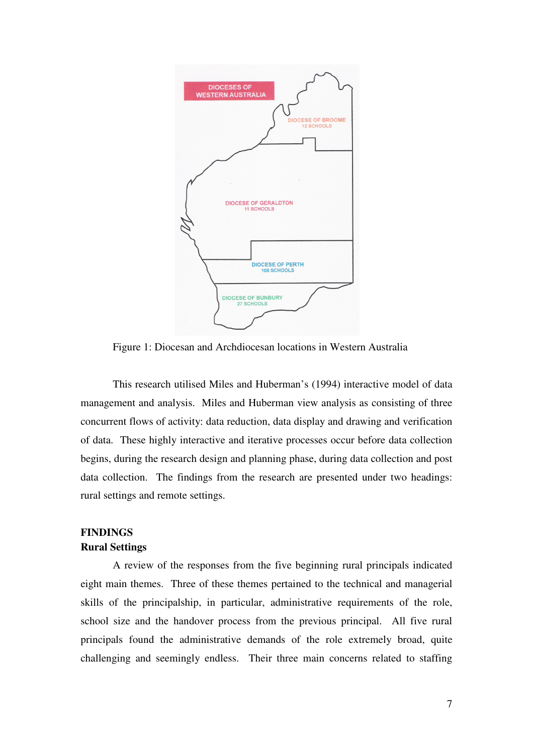Figure 1: Diocesan and Archdiocesan locations in Western Australia

This research utilised Miles and Huberman's (1994) interactive model of data management and analysis. Miles and Huberman view analysis as consisting of three concurrent flows of activity: data reduction, data display and drawing and verification of data. These highly interactive and iterative processes occur before data collection begins, during the research design and planning phase, during data collection and post data collection. The findings from the research are presented under two headings: rural settings and remote settings.

## FINDINGS

### Rural Settings

A review of the responses from the five beginning rural principals indicated eight main themes. Three of these themes pertained to the technical and managerial skills of the principalship, in particular, administrative requirements of the role, school size and the handover process from the previous principal. All five rural principals found the administrative demands of the role extremely broad, quite challenging and seemingly endless. Their three main concerns related to staffing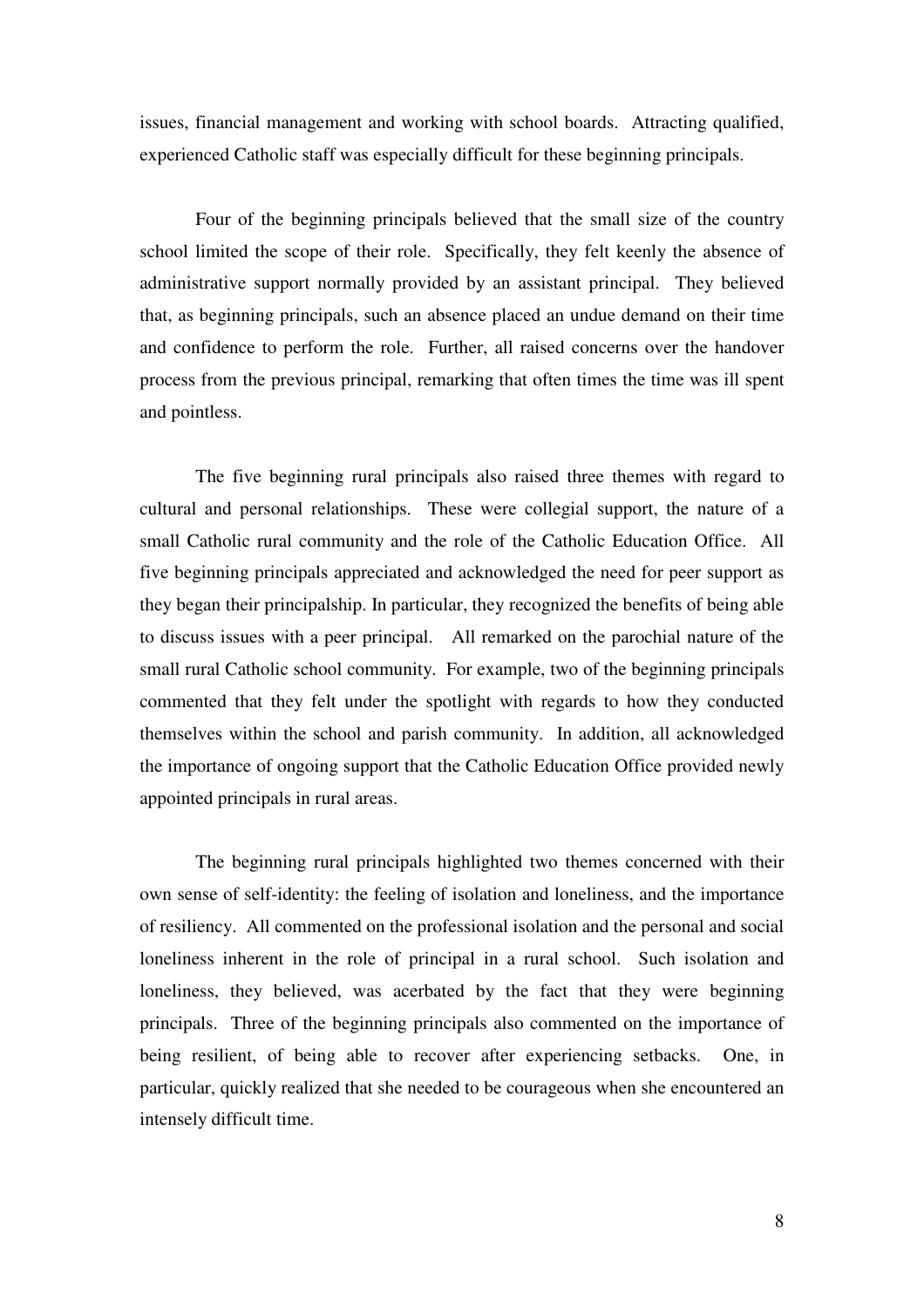issues, financial management and working with school boards. Attracting qualified, experienced Catholic staff was especially difficult for these beginning principals.

Four of the beginning principals believed that the small size of the country school limited the scope of their role. Specifically, they felt keenly the absence of administrative support normally provided by an assistant principal. They believed that, as beginning principals, such an absence placed an undue demand on their time and confidence to perform the role. Further, all raised concerns over the handover process from the previous principal, remarking that often times the time was ill spent and pointless.

The five beginning rural principals also raised three themes with regard to cultural and personal relationships. These were collegial support, the nature of a small Catholic rural community and the role of the Catholic Education Office. All five beginning principals appreciated and acknowledged the need for peer support as they began their principalship. In particular, they recognized the benefits of being able to discuss issues with a peer principal. All remarked on the parochial nature of the small rural Catholic school community. For example, two of the beginning principals commented that they felt under the spotlight with regards to how they conducted themselves within the school and parish community. In addition, all acknowledged the importance of ongoing support that the Catholic Education Office provided newly appointed principals in rural areas.

The beginning rural principals highlighted two themes concerned with their own sense of self-identity: the feeling of isolation and loneliness, and the importance of resiliency. All commented on the professional isolation and the personal and social loneliness inherent in the role of principal in a rural school. Such isolation and loneliness, they believed, was acerbated by the fact that they were beginning principals. Three of the beginning principals also commented on the importance of being resilient, of being able to recover after experiencing setbacks. One, in particular, quickly realized that she needed to be courageous when she encountered an intensely difficult time.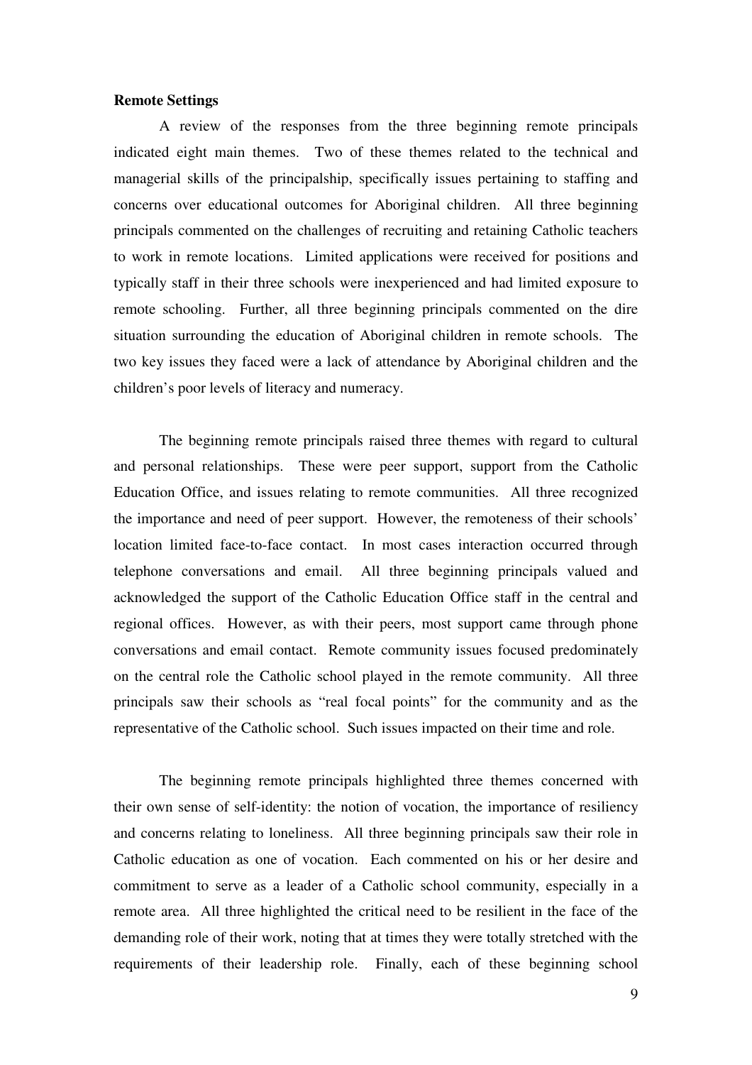**Remote Settings**

A review of the responses from the three beginning remote principals indicated eight main themes. Two of these themes related to the technical and managerial skills of the principalship, specifically issues pertaining to staffing and concerns over educational outcomes for Aboriginal children. All three beginning principals commented on the challenges of recruiting and retaining Catholic teachers to work in remote locations. Limited applications were received for positions and typically staff in their three schools were inexperienced and had limited exposure to remote schooling. Further, all three beginning principals commented on the dire situation surrounding the education of Aboriginal children in remote schools. The two key issues they faced were a lack of attendance by Aboriginal children and the children's poor levels of literacy and numeracy.

The beginning remote principals raised three themes with regard to cultural and personal relationships. These were peer support, support from the Catholic Education Office, and issues relating to remote communities. All three recognized the importance and need of peer support. However, the remoteness of their schools' location limited face-to-face contact. In most cases interaction occurred through telephone conversations and email. All three beginning principals valued and acknowledged the support of the Catholic Education Office staff in the central and regional offices. However, as with their peers, most support came through phone conversations and email contact. Remote community issues focused predominately on the central role the Catholic school played in the remote community. All three principals saw their schools as "real focal points" for the community and as the representative of the Catholic school. Such issues impacted on their time and role.

The beginning remote principals highlighted three themes concerned with their own sense of self-identity: the notion of vocation, the importance of resiliency and concerns relating to loneliness. All three beginning principals saw their role in Catholic education as one of vocation. Each commented on his or her desire and commitment to serve as a leader of a Catholic school community, especially in a remote area. All three highlighted the critical need to be resilient in the face of the demanding role of their work, noting that at times they were totally stretched with the requirements of their leadership role. Finally, each of these beginning school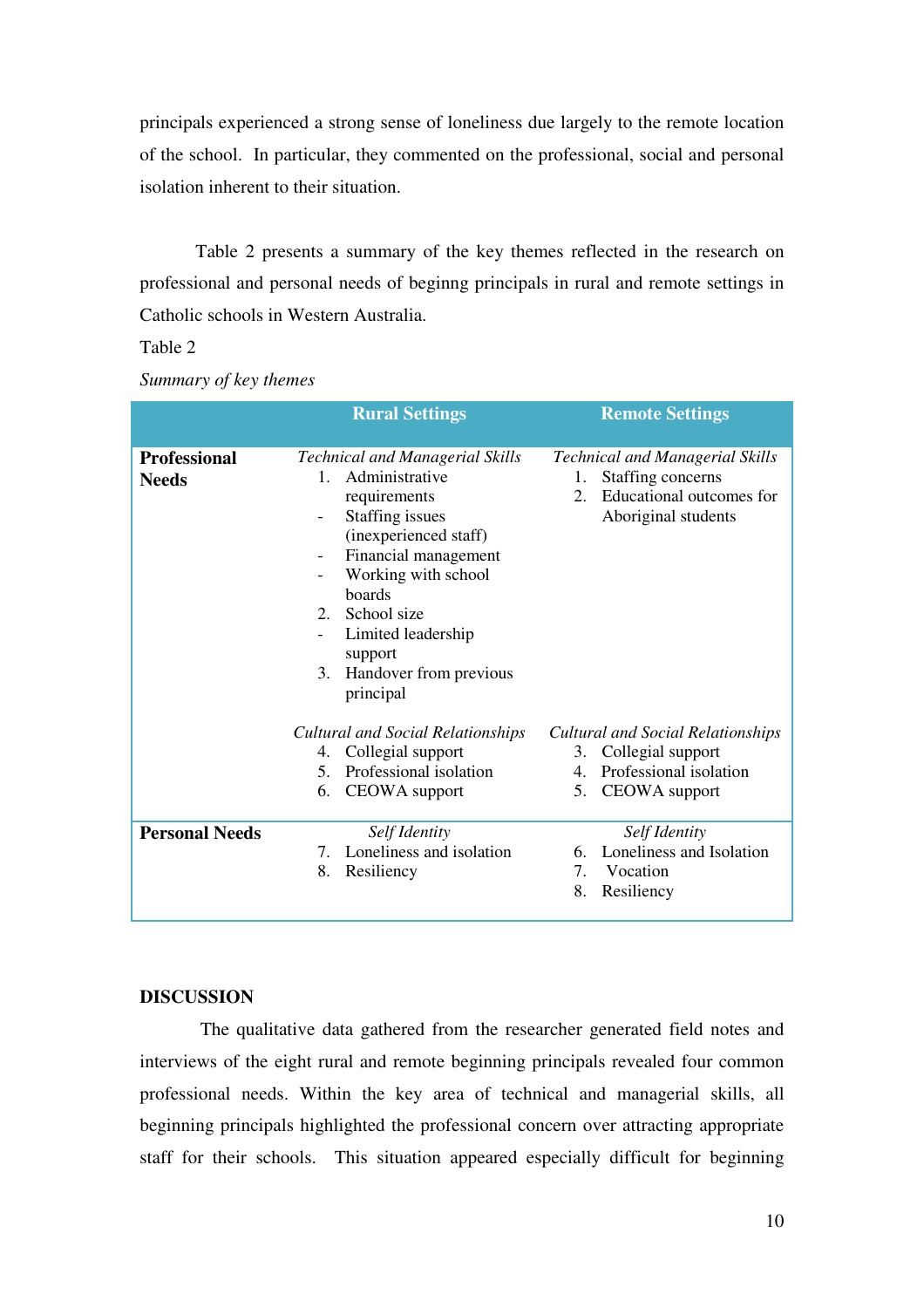principals experienced a strong sense of loneliness due largely to the remote location of the school. In particular, they commented on the professional, social and personal isolation inherent to their situation.

Table 2 presents a summary of the key themes reflected in the research on professional and personal needs of beginng principals in rural and remote settings in Catholic schools in Western Australia.

Table 2

*Summary of key themes*

| | Rural Settings | Remote Settings |
|---|---|---|
| **Professional Needs** | *Technical and Managerial Skills*<br>1. Administrative requirements<br>- Staffing issues (inexperienced staff)<br>- Financial management<br>- Working with school boards<br>2. School size<br>- Limited leadership support<br>3. Handover from previous principal | *Technical and Managerial Skills*<br>1. Staffing concerns<br>2. Educational outcomes for Aboriginal students |
| | *Cultural and Social Relationships*<br>4. Collegial support<br>5. Professional isolation<br>6. CEOWA support | *Cultural and Social Relationships*<br>3. Collegial support<br>4. Professional isolation<br>5. CEOWA support |
| **Personal Needs** | *Self Identity*<br>7. Loneliness and isolation<br>8. Resiliency | *Self Identity*<br>6. Loneliness and Isolation<br>7. Vocation<br>8. Resiliency |

## DISCUSSION

The qualitative data gathered from the researcher generated field notes and interviews of the eight rural and remote beginning principals revealed four common professional needs. Within the key area of technical and managerial skills, all beginning principals highlighted the professional concern over attracting appropriate staff for their schools. This situation appeared especially difficult for beginning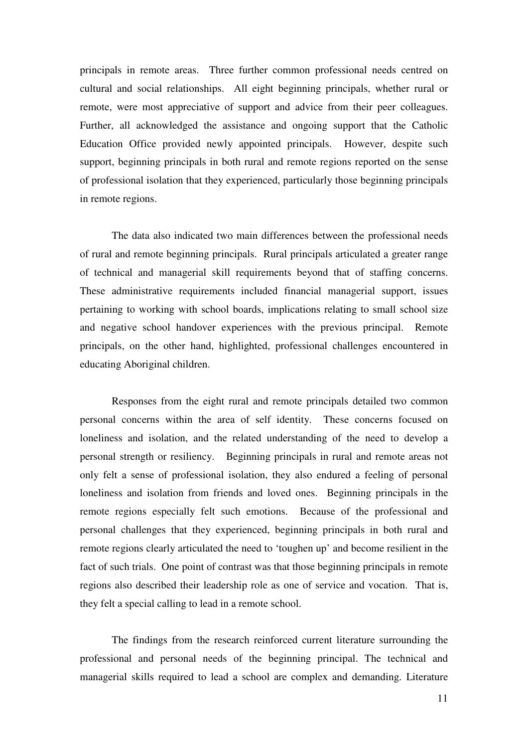principals in remote areas. Three further common professional needs centred on cultural and social relationships. All eight beginning principals, whether rural or remote, were most appreciative of support and advice from their peer colleagues. Further, all acknowledged the assistance and ongoing support that the Catholic Education Office provided newly appointed principals. However, despite such support, beginning principals in both rural and remote regions reported on the sense of professional isolation that they experienced, particularly those beginning principals in remote regions.

The data also indicated two main differences between the professional needs of rural and remote beginning principals. Rural principals articulated a greater range of technical and managerial skill requirements beyond that of staffing concerns. These administrative requirements included financial managerial support, issues pertaining to working with school boards, implications relating to small school size and negative school handover experiences with the previous principal. Remote principals, on the other hand, highlighted, professional challenges encountered in educating Aboriginal children.

Responses from the eight rural and remote principals detailed two common personal concerns within the area of self identity. These concerns focused on loneliness and isolation, and the related understanding of the need to develop a personal strength or resiliency. Beginning principals in rural and remote areas not only felt a sense of professional isolation, they also endured a feeling of personal loneliness and isolation from friends and loved ones. Beginning principals in the remote regions especially felt such emotions. Because of the professional and personal challenges that they experienced, beginning principals in both rural and remote regions clearly articulated the need to 'toughen up' and become resilient in the fact of such trials. One point of contrast was that those beginning principals in remote regions also described their leadership role as one of service and vocation. That is, they felt a special calling to lead in a remote school.

The findings from the research reinforced current literature surrounding the professional and personal needs of the beginning principal. The technical and managerial skills required to lead a school are complex and demanding. Literature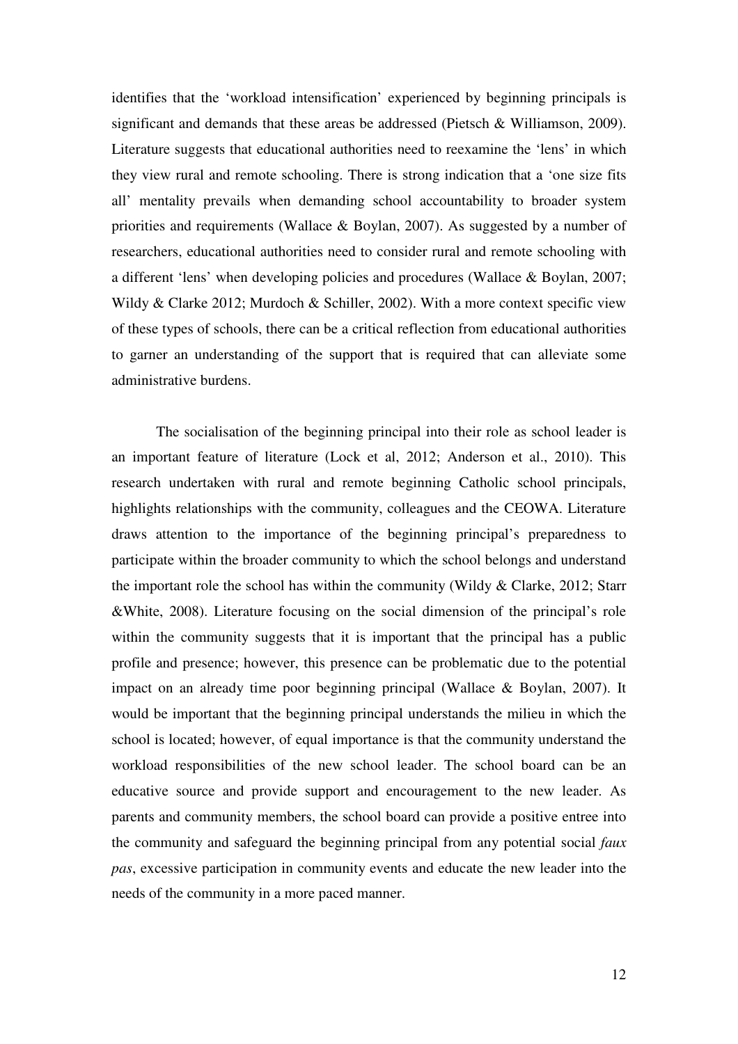identifies that the 'workload intensification' experienced by beginning principals is significant and demands that these areas be addressed (Pietsch & Williamson, 2009). Literature suggests that educational authorities need to reexamine the 'lens' in which they view rural and remote schooling. There is strong indication that a 'one size fits all' mentality prevails when demanding school accountability to broader system priorities and requirements (Wallace & Boylan, 2007). As suggested by a number of researchers, educational authorities need to consider rural and remote schooling with a different 'lens' when developing policies and procedures (Wallace & Boylan, 2007; Wildy & Clarke 2012; Murdoch & Schiller, 2002). With a more context specific view of these types of schools, there can be a critical reflection from educational authorities to garner an understanding of the support that is required that can alleviate some administrative burdens.

The socialisation of the beginning principal into their role as school leader is an important feature of literature (Lock et al, 2012; Anderson et al., 2010). This research undertaken with rural and remote beginning Catholic school principals, highlights relationships with the community, colleagues and the CEOWA. Literature draws attention to the importance of the beginning principal's preparedness to participate within the broader community to which the school belongs and understand the important role the school has within the community (Wildy & Clarke, 2012; Starr &White, 2008). Literature focusing on the social dimension of the principal's role within the community suggests that it is important that the principal has a public profile and presence; however, this presence can be problematic due to the potential impact on an already time poor beginning principal (Wallace & Boylan, 2007). It would be important that the beginning principal understands the milieu in which the school is located; however, of equal importance is that the community understand the workload responsibilities of the new school leader. The school board can be an educative source and provide support and encouragement to the new leader. As parents and community members, the school board can provide a positive entree into the community and safeguard the beginning principal from any potential social *faux pas*, excessive participation in community events and educate the new leader into the needs of the community in a more paced manner.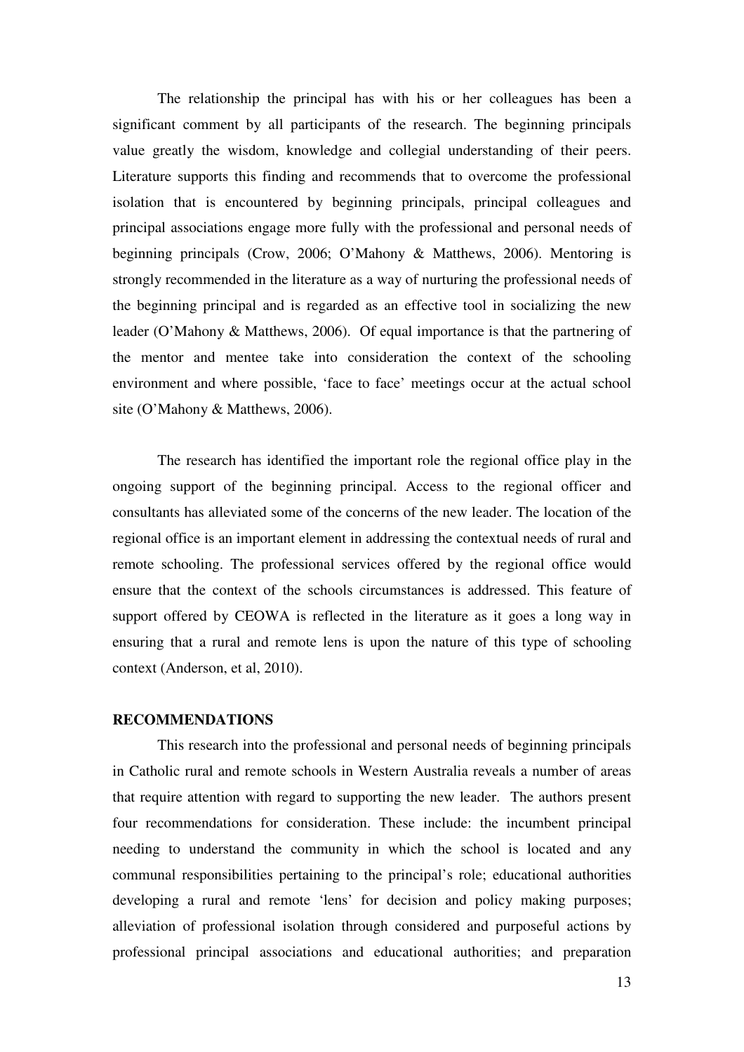The relationship the principal has with his or her colleagues has been a significant comment by all participants of the research. The beginning principals value greatly the wisdom, knowledge and collegial understanding of their peers. Literature supports this finding and recommends that to overcome the professional isolation that is encountered by beginning principals, principal colleagues and principal associations engage more fully with the professional and personal needs of beginning principals (Crow, 2006; O'Mahony & Matthews, 2006). Mentoring is strongly recommended in the literature as a way of nurturing the professional needs of the beginning principal and is regarded as an effective tool in socializing the new leader (O'Mahony & Matthews, 2006). Of equal importance is that the partnering of the mentor and mentee take into consideration the context of the schooling environment and where possible, 'face to face' meetings occur at the actual school site (O'Mahony & Matthews, 2006).

The research has identified the important role the regional office play in the ongoing support of the beginning principal. Access to the regional officer and consultants has alleviated some of the concerns of the new leader. The location of the regional office is an important element in addressing the contextual needs of rural and remote schooling. The professional services offered by the regional office would ensure that the context of the schools circumstances is addressed. This feature of support offered by CEOWA is reflected in the literature as it goes a long way in ensuring that a rural and remote lens is upon the nature of this type of schooling context (Anderson, et al, 2010).

## RECOMMENDATIONS

This research into the professional and personal needs of beginning principals in Catholic rural and remote schools in Western Australia reveals a number of areas that require attention with regard to supporting the new leader. The authors present four recommendations for consideration. These include: the incumbent principal needing to understand the community in which the school is located and any communal responsibilities pertaining to the principal's role; educational authorities developing a rural and remote 'lens' for decision and policy making purposes; alleviation of professional isolation through considered and purposeful actions by professional principal associations and educational authorities; and preparation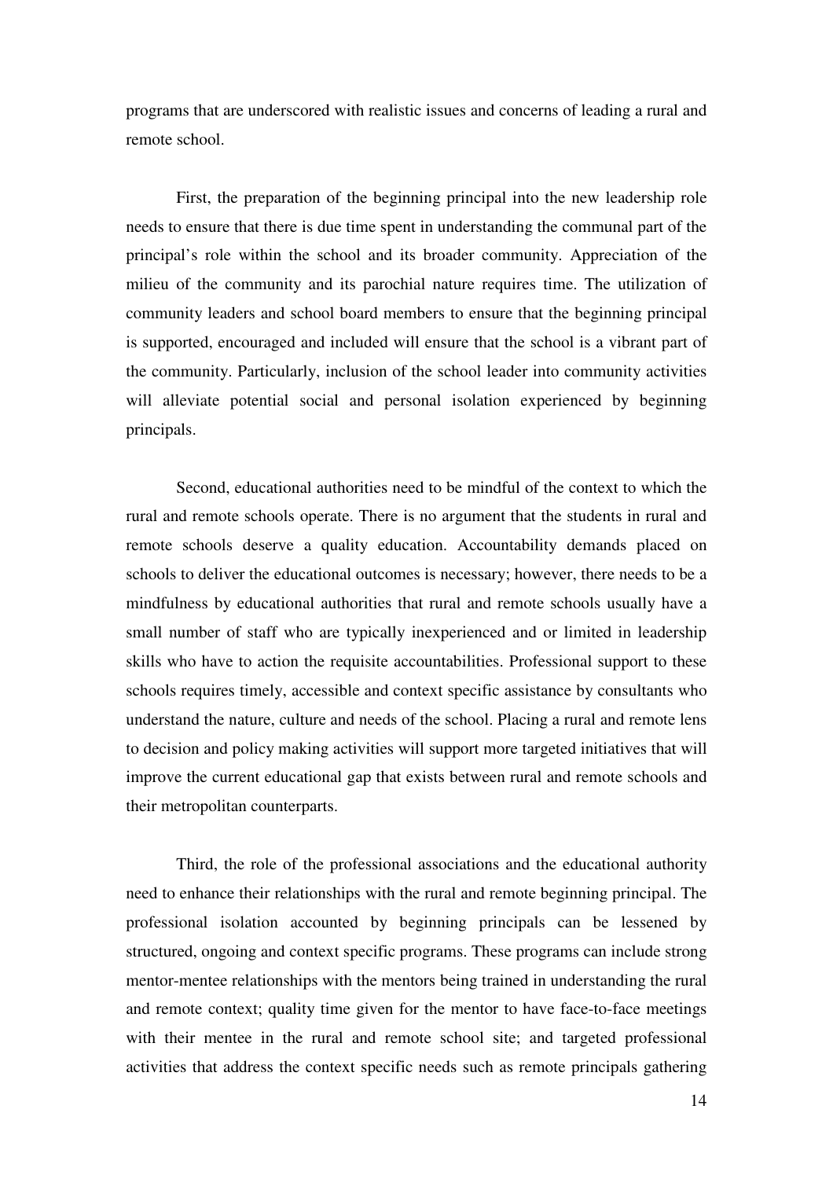programs that are underscored with realistic issues and concerns of leading a rural and remote school.

First, the preparation of the beginning principal into the new leadership role needs to ensure that there is due time spent in understanding the communal part of the principal's role within the school and its broader community. Appreciation of the milieu of the community and its parochial nature requires time. The utilization of community leaders and school board members to ensure that the beginning principal is supported, encouraged and included will ensure that the school is a vibrant part of the community. Particularly, inclusion of the school leader into community activities will alleviate potential social and personal isolation experienced by beginning principals.

Second, educational authorities need to be mindful of the context to which the rural and remote schools operate. There is no argument that the students in rural and remote schools deserve a quality education. Accountability demands placed on schools to deliver the educational outcomes is necessary; however, there needs to be a mindfulness by educational authorities that rural and remote schools usually have a small number of staff who are typically inexperienced and or limited in leadership skills who have to action the requisite accountabilities. Professional support to these schools requires timely, accessible and context specific assistance by consultants who understand the nature, culture and needs of the school. Placing a rural and remote lens to decision and policy making activities will support more targeted initiatives that will improve the current educational gap that exists between rural and remote schools and their metropolitan counterparts.

Third, the role of the professional associations and the educational authority need to enhance their relationships with the rural and remote beginning principal. The professional isolation accounted by beginning principals can be lessened by structured, ongoing and context specific programs. These programs can include strong mentor-mentee relationships with the mentors being trained in understanding the rural and remote context; quality time given for the mentor to have face-to-face meetings with their mentee in the rural and remote school site; and targeted professional activities that address the context specific needs such as remote principals gathering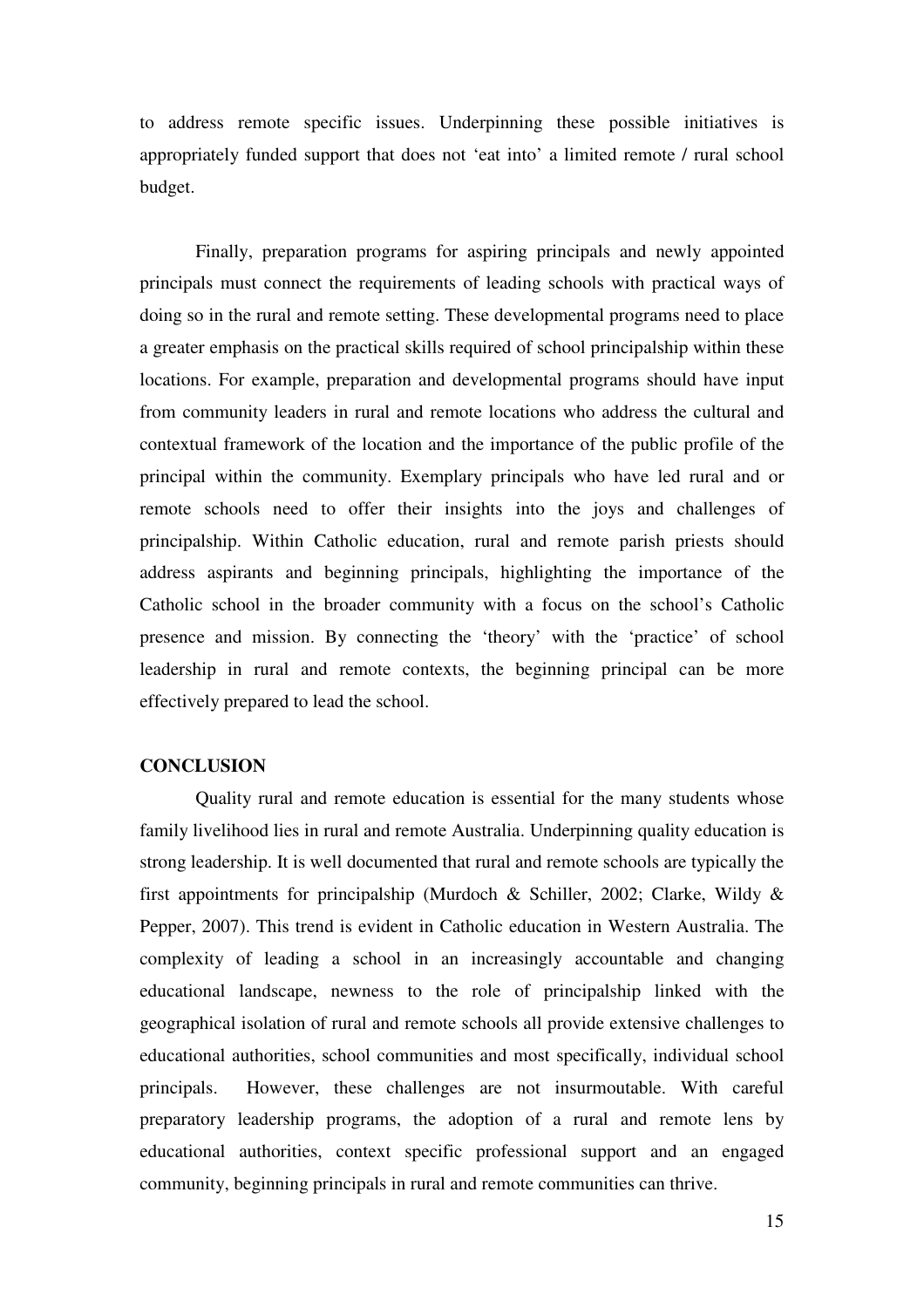to address remote specific issues. Underpinning these possible initiatives is appropriately funded support that does not 'eat into' a limited remote / rural school budget.

Finally, preparation programs for aspiring principals and newly appointed principals must connect the requirements of leading schools with practical ways of doing so in the rural and remote setting. These developmental programs need to place a greater emphasis on the practical skills required of school principalship within these locations. For example, preparation and developmental programs should have input from community leaders in rural and remote locations who address the cultural and contextual framework of the location and the importance of the public profile of the principal within the community. Exemplary principals who have led rural and or remote schools need to offer their insights into the joys and challenges of principalship. Within Catholic education, rural and remote parish priests should address aspirants and beginning principals, highlighting the importance of the Catholic school in the broader community with a focus on the school's Catholic presence and mission. By connecting the 'theory' with the 'practice' of school leadership in rural and remote contexts, the beginning principal can be more effectively prepared to lead the school.

## CONCLUSION

Quality rural and remote education is essential for the many students whose family livelihood lies in rural and remote Australia. Underpinning quality education is strong leadership. It is well documented that rural and remote schools are typically the first appointments for principalship (Murdoch & Schiller, 2002; Clarke, Wildy & Pepper, 2007). This trend is evident in Catholic education in Western Australia. The complexity of leading a school in an increasingly accountable and changing educational landscape, newness to the role of principalship linked with the geographical isolation of rural and remote schools all provide extensive challenges to educational authorities, school communities and most specifically, individual school principals. However, these challenges are not insurmoutable. With careful preparatory leadership programs, the adoption of a rural and remote lens by educational authorities, context specific professional support and an engaged community, beginning principals in rural and remote communities can thrive.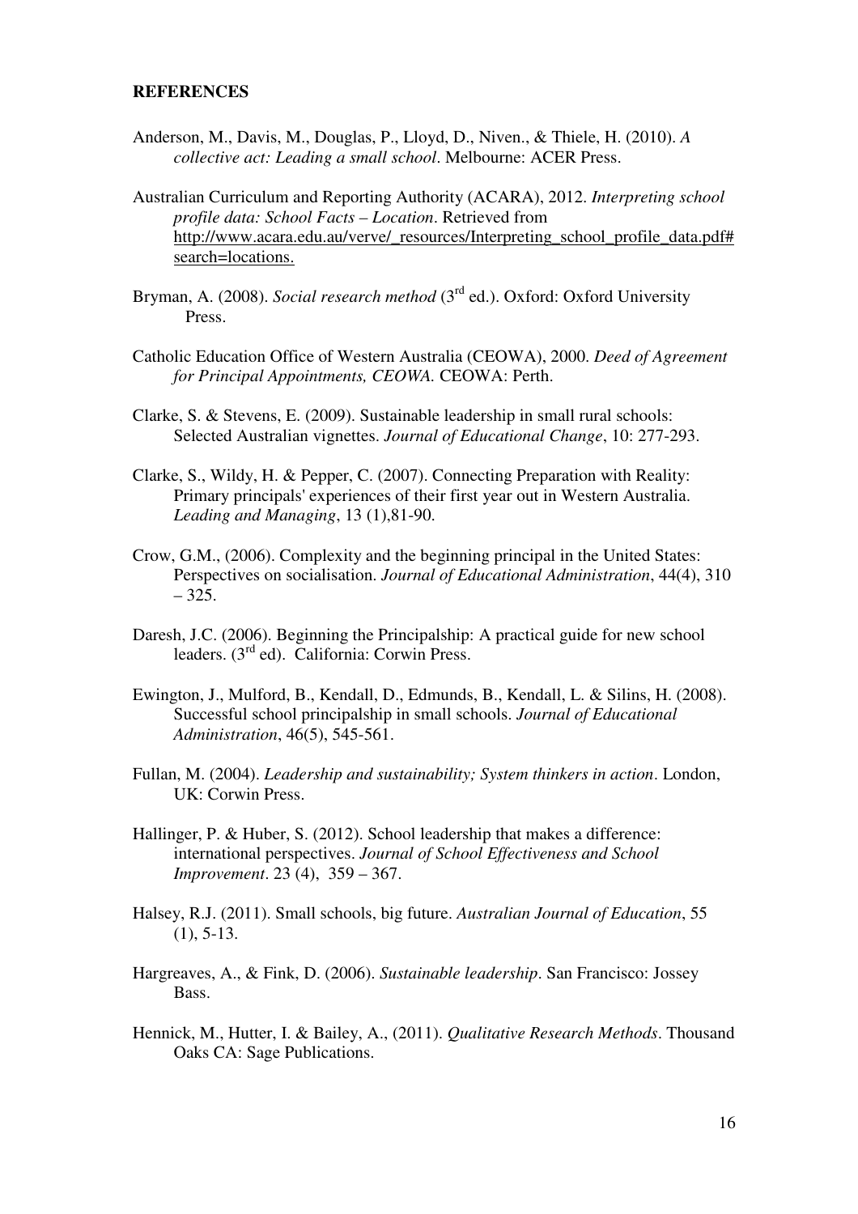**REFERENCES**

Anderson, M., Davis, M., Douglas, P., Lloyd, D., Niven., & Thiele, H. (2010). *A collective act: Leading a small school*. Melbourne: ACER Press.

Australian Curriculum and Reporting Authority (ACARA), 2012. *Interpreting school profile data: School Facts – Location*. Retrieved from http://www.acara.edu.au/verve/_resources/Interpreting_school_profile_data.pdf#search=locations.

Bryman, A. (2008). *Social research method* (3rd ed.). Oxford: Oxford University Press.

Catholic Education Office of Western Australia (CEOWA), 2000. *Deed of Agreement for Principal Appointments, CEOWA.* CEOWA: Perth.

Clarke, S. & Stevens, E. (2009). Sustainable leadership in small rural schools: Selected Australian vignettes. *Journal of Educational Change*, 10: 277-293.

Clarke, S., Wildy, H. & Pepper, C. (2007). Connecting Preparation with Reality: Primary principals' experiences of their first year out in Western Australia. *Leading and Managing*, 13 (1),81-90.

Crow, G.M., (2006). Complexity and the beginning principal in the United States: Perspectives on socialisation. *Journal of Educational Administration*, 44(4), 310 – 325.

Daresh, J.C. (2006). Beginning the Principalship: A practical guide for new school leaders. (3rd ed). California: Corwin Press.

Ewington, J., Mulford, B., Kendall, D., Edmunds, B., Kendall, L. & Silins, H. (2008). Successful school principalship in small schools. *Journal of Educational Administration*, 46(5), 545-561.

Fullan, M. (2004). *Leadership and sustainability; System thinkers in action*. London, UK: Corwin Press.

Hallinger, P. & Huber, S. (2012). School leadership that makes a difference: international perspectives. *Journal of School Effectiveness and School Improvement*. 23 (4), 359 – 367.

Halsey, R.J. (2011). Small schools, big future. *Australian Journal of Education*, 55 (1), 5-13.

Hargreaves, A., & Fink, D. (2006). *Sustainable leadership*. San Francisco: Jossey Bass.

Hennick, M., Hutter, I. & Bailey, A., (2011). *Qualitative Research Methods*. Thousand Oaks CA: Sage Publications.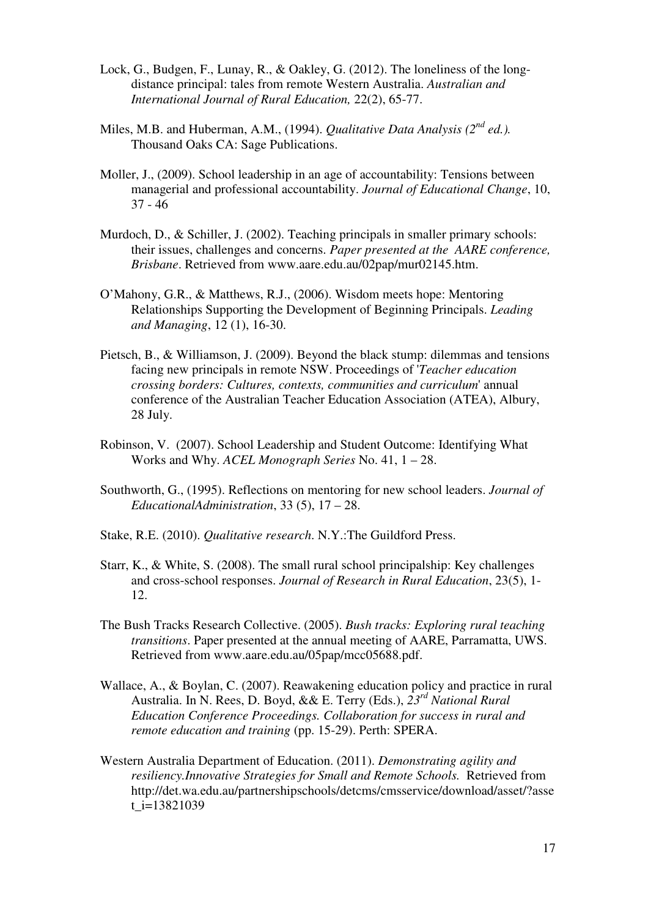Lock, G., Budgen, F., Lunay, R., & Oakley, G. (2012). The loneliness of the long-distance principal: tales from remote Western Australia. *Australian and International Journal of Rural Education,* 22(2), 65-77.

Miles, M.B. and Huberman, A.M., (1994). *Qualitative Data Analysis (2nd ed.).* Thousand Oaks CA: Sage Publications.

Moller, J., (2009). School leadership in an age of accountability: Tensions between managerial and professional accountability. *Journal of Educational Change*, 10, 37 - 46

Murdoch, D., & Schiller, J. (2002). Teaching principals in smaller primary schools: their issues, challenges and concerns. *Paper presented at the AARE conference, Brisbane*. Retrieved from www.aare.edu.au/02pap/mur02145.htm.

O'Mahony, G.R., & Matthews, R.J., (2006). Wisdom meets hope: Mentoring Relationships Supporting the Development of Beginning Principals. *Leading and Managing*, 12 (1), 16-30.

Pietsch, B., & Williamson, J. (2009). Beyond the black stump: dilemmas and tensions facing new principals in remote NSW. Proceedings of '*Teacher education crossing borders: Cultures, contexts, communities and curriculum*' annual conference of the Australian Teacher Education Association (ATEA), Albury, 28 July.

Robinson, V. (2007). School Leadership and Student Outcome: Identifying What Works and Why. *ACEL Monograph Series* No. 41, 1 – 28.

Southworth, G., (1995). Reflections on mentoring for new school leaders. *Journal of EducationalAdministration*, 33 (5), 17 – 28.

Stake, R.E. (2010). *Qualitative research*. N.Y.:The Guildford Press.

Starr, K., & White, S. (2008). The small rural school principalship: Key challenges and cross-school responses. *Journal of Research in Rural Education*, 23(5), 1-12.

The Bush Tracks Research Collective. (2005). *Bush tracks: Exploring rural teaching transitions*. Paper presented at the annual meeting of AARE, Parramatta, UWS. Retrieved from www.aare.edu.au/05pap/mcc05688.pdf.

Wallace, A., & Boylan, C. (2007). Reawakening education policy and practice in rural Australia. In N. Rees, D. Boyd, && E. Terry (Eds.), *23rd National Rural Education Conference Proceedings. Collaboration for success in rural and remote education and training* (pp. 15-29). Perth: SPERA.

Western Australia Department of Education. (2011). *Demonstrating agility and resiliency.Innovative Strategies for Small and Remote Schools.* Retrieved from http://det.wa.edu.au/partnershipschools/detcms/cmsservice/download/asset/?asset_i=13821039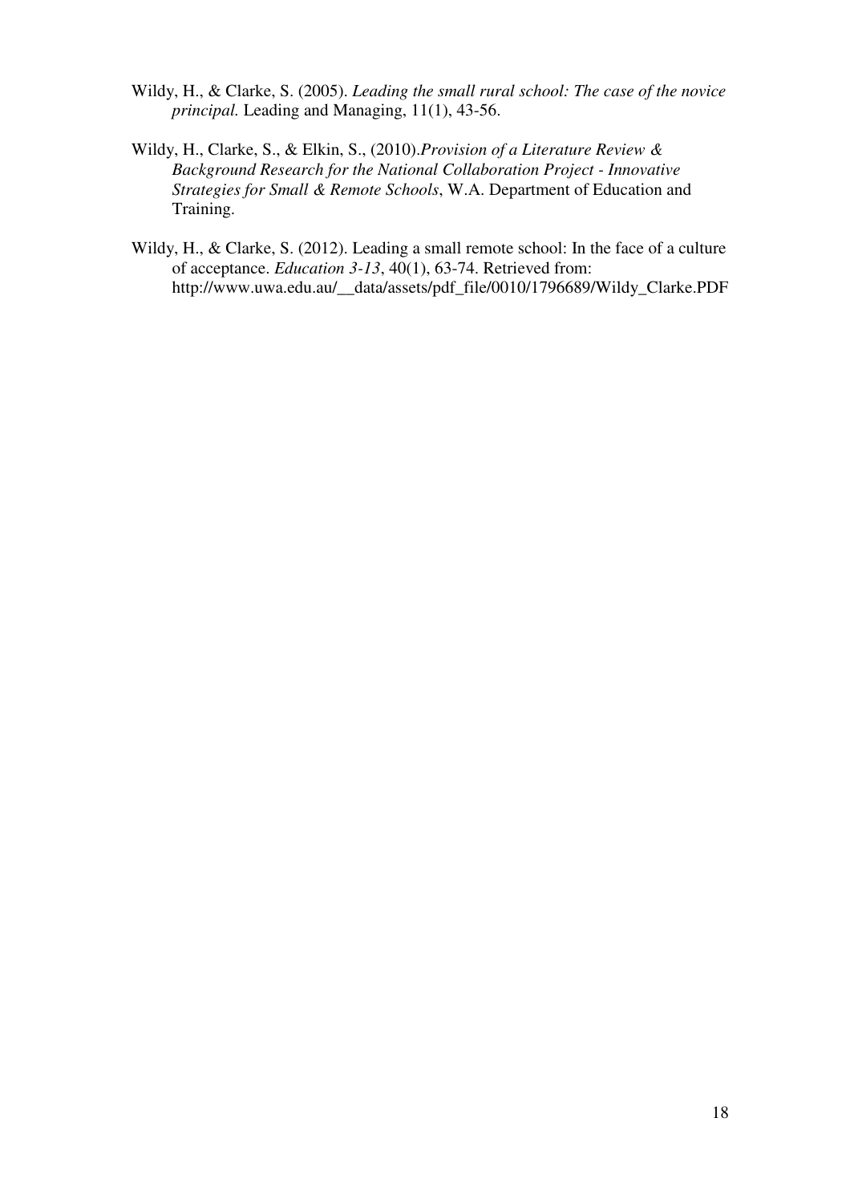Wildy, H., & Clarke, S. (2005). *Leading the small rural school: The case of the novice principal.* Leading and Managing, 11(1), 43-56.

Wildy, H., Clarke, S., & Elkin, S., (2010).*Provision of a Literature Review & Background Research for the National Collaboration Project - Innovative Strategies for Small & Remote Schools*, W.A. Department of Education and Training.

Wildy, H., & Clarke, S. (2012). Leading a small remote school: In the face of a culture of acceptance. *Education 3-13*, 40(1), 63-74. Retrieved from: http://www.uwa.edu.au/__data/assets/pdf_file/0010/1796689/Wildy_Clarke.PDF